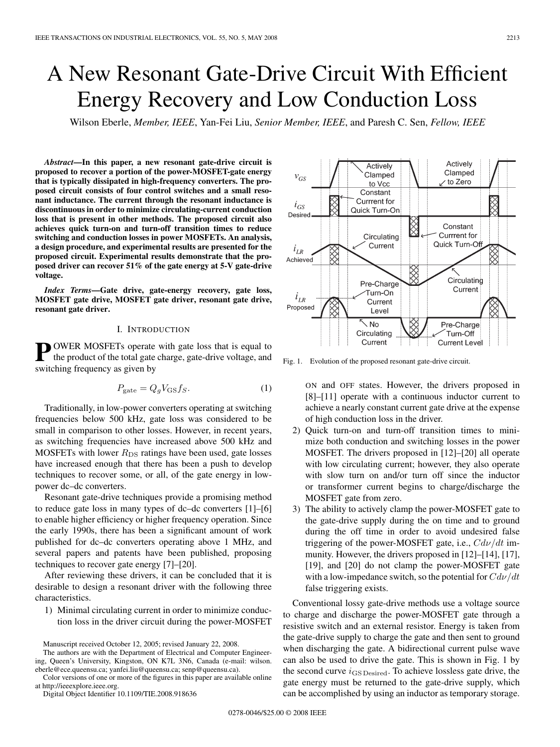# A New Resonant Gate-Drive Circuit With Efficient Energy Recovery and Low Conduction Loss

Wilson Eberle, *Member, IEEE*, Yan-Fei Liu, *Senior Member, IEEE*, and Paresh C. Sen, *Fellow, IEEE*

***Abstract*—In this paper, a new resonant gate-drive circuit is proposed to recover a portion of the power-MOSFET-gate energy that is typically dissipated in high-frequency converters. The proposed circuit consists of four control switches and a small resonant inductance. The current through the resonant inductance is discontinuous in order to minimize circulating-current conduction loss that is present in other methods. The proposed circuit also achieves quick turn-on and turn-off transition times to reduce switching and conduction losses in power MOSFETs. An analysis, a design procedure, and experimental results are presented for the proposed circuit. Experimental results demonstrate that the proposed driver can recover 51% of the gate energy at 5-V gate-drive voltage.**

***Index Terms*—Gate drive, gate-energy recovery, gate loss, MOSFET gate drive, MOSFET gate driver, resonant gate drive, resonant gate driver.**

## I. Introduction

Power MOSFETs operate with gate loss that is equal to the product of the total gate charge, gate-drive voltage, and switching frequency as given by

$$P_{\text{gate}} = Q_g V_{\text{GS}} f_S. \tag{1}$$

Traditionally, in low-power converters operating at switching frequencies below 500 kHz, gate loss was considered to be small in comparison to other losses. However, in recent years, as switching frequencies have increased above 500 kHz and MOSFETs with lower $R_{\text{DS}}$ ratings have been used, gate losses have increased enough that there has been a push to develop techniques to recover some, or all, of the gate energy in low-power dc–dc converters.

Resonant gate-drive techniques provide a promising method to reduce gate loss in many types of dc–dc converters [1]–[6] to enable higher efficiency or higher frequency operation. Since the early 1990s, there has been a significant amount of work published for dc–dc converters operating above 1 MHz, and several papers and patents have been published, proposing techniques to recover gate energy [7]–[20].

After reviewing these drivers, it can be concluded that it is desirable to design a resonant driver with the following three characteristics.

1) Minimal circulating current in order to minimize conduction loss in the driver circuit during the power-MOSFET ON and OFF states. However, the drivers proposed in [8]–[11] operate with a continuous inductor current to achieve a nearly constant current gate drive at the expense of high conduction loss in the driver.
2) Quick turn-on and turn-off transition times to minimize both conduction and switching losses in the power MOSFET. The drivers proposed in [12]–[20] all operate with low circulating current; however, they also operate with slow turn on and/or turn off since the inductor or transformer current begins to charge/discharge the MOSFET gate from zero.
3) The ability to actively clamp the power-MOSFET gate to the gate-drive supply during the on time and to ground during the off time in order to avoid undesired false triggering of the power-MOSFET gate, i.e., $Cd\nu/dt$ immunity. However, the drivers proposed in [12]–[14], [17], [19], and [20] do not clamp the power-MOSFET gate with a low-impedance switch, so the potential for $Cd\nu/dt$ false triggering exists.

Fig. 1. Evolution of the proposed resonant gate-drive circuit.

Conventional lossy gate-drive methods use a voltage source to charge and discharge the power-MOSFET gate through a resistive switch and an external resistor. Energy is taken from the gate-drive supply to charge the gate and then sent to ground when discharging the gate. A bidirectional current pulse wave can also be used to drive the gate. This is shown in Fig. 1 by the second curve $i_{\text{GS Desired}}$. To achieve lossless gate drive, the gate energy must be returned to the gate-drive supply, which can be accomplished by using an inductor as temporary storage.

Manuscript received October 12, 2005; revised January 22, 2008.

The authors are with the Department of Electrical and Computer Engineering, Queen's University, Kingston, ON K7L 3N6, Canada (e-mail: wilson.eberle@ece.queensu.ca; yanfei.liu@queensu.ca; senp@queensu.ca).

Color versions of one or more of the figures in this paper are available online at http://ieeexplore.ieee.org.

Digital Object Identifier 10.1109/TIE.2008.918636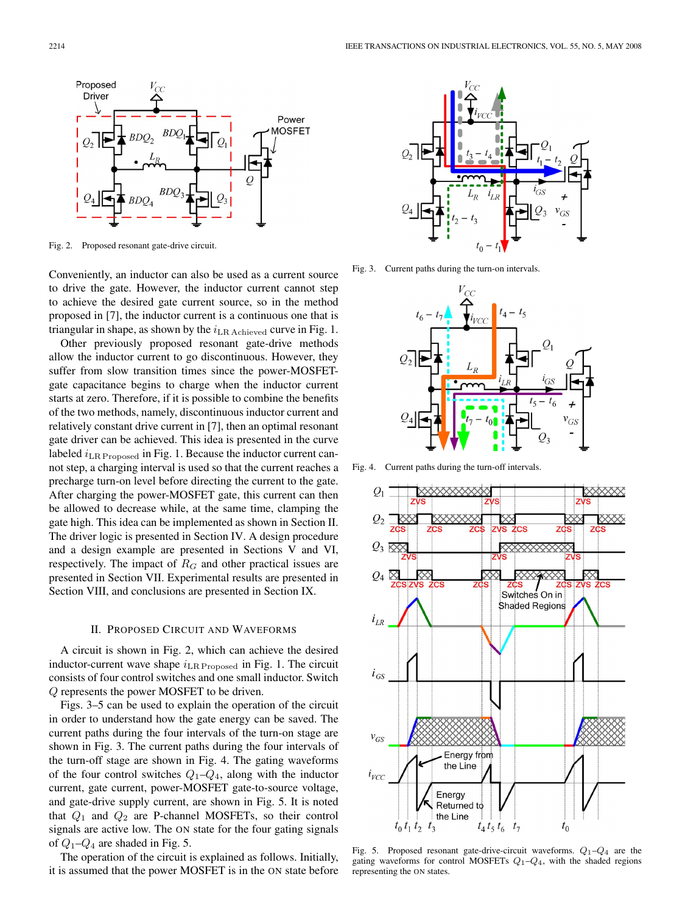Fig. 2. Proposed resonant gate-drive circuit.

Fig. 3. Current paths during the turn-on intervals.

Fig. 4. Current paths during the turn-off intervals.

Fig. 5. Proposed resonant gate-drive-circuit waveforms. $Q_1$–$Q_4$ are the gating waveforms for control MOSFETs $Q_1$–$Q_4$, with the shaded regions representing the ON states.

Conveniently, an inductor can also be used as a current source to drive the gate. However, the inductor current cannot step to achieve the desired gate current source, so in the method proposed in [7], the inductor current is a continuous one that is triangular in shape, as shown by the $i_{\mathrm{LR\,Achieved}}$ curve in Fig. 1.

Other previously proposed resonant gate-drive methods allow the inductor current to go discontinuous. However, they suffer from slow transition times since the power-MOSFET-gate capacitance begins to charge when the inductor current starts at zero. Therefore, if it is possible to combine the benefits of the two methods, namely, discontinuous inductor current and relatively constant drive current in [7], then an optimal resonant gate driver can be achieved. This idea is presented in the curve labeled $i_{\mathrm{LR\,Proposed}}$ in Fig. 1. Because the inductor current cannot step, a charging interval is used so that the current reaches a precharge turn-on level before directing the current to the gate. After charging the power-MOSFET gate, this current can then be allowed to decrease while, at the same time, clamping the gate high. This idea can be implemented as shown in Section II. The driver logic is presented in Section IV. A design procedure and a design example are presented in Sections V and VI, respectively. The impact of $R_G$ and other practical issues are presented in Section VII. Experimental results are presented in Section VIII, and conclusions are presented in Section IX.

## II. Proposed Circuit and Waveforms

A circuit is shown in Fig. 2, which can achieve the desired inductor-current wave shape $i_{\mathrm{LR\,Proposed}}$ in Fig. 1. The circuit consists of four control switches and one small inductor. Switch $Q$ represents the power MOSFET to be driven.

Figs. 3–5 can be used to explain the operation of the circuit in order to understand how the gate energy can be saved. The current paths during the four intervals of the turn-on stage are shown in Fig. 3. The current paths during the four intervals of the turn-off stage are shown in Fig. 4. The gating waveforms of the four control switches $Q_1$–$Q_4$, along with the inductor current, gate current, power-MOSFET gate-to-source voltage, and gate-drive supply current, are shown in Fig. 5. It is noted that $Q_1$ and $Q_2$ are P-channel MOSFETs, so their control signals are active low. The ON state for the four gating signals of $Q_1$–$Q_4$ are shaded in Fig. 5.

The operation of the circuit is explained as follows. Initially, it is assumed that the power MOSFET is in the ON state before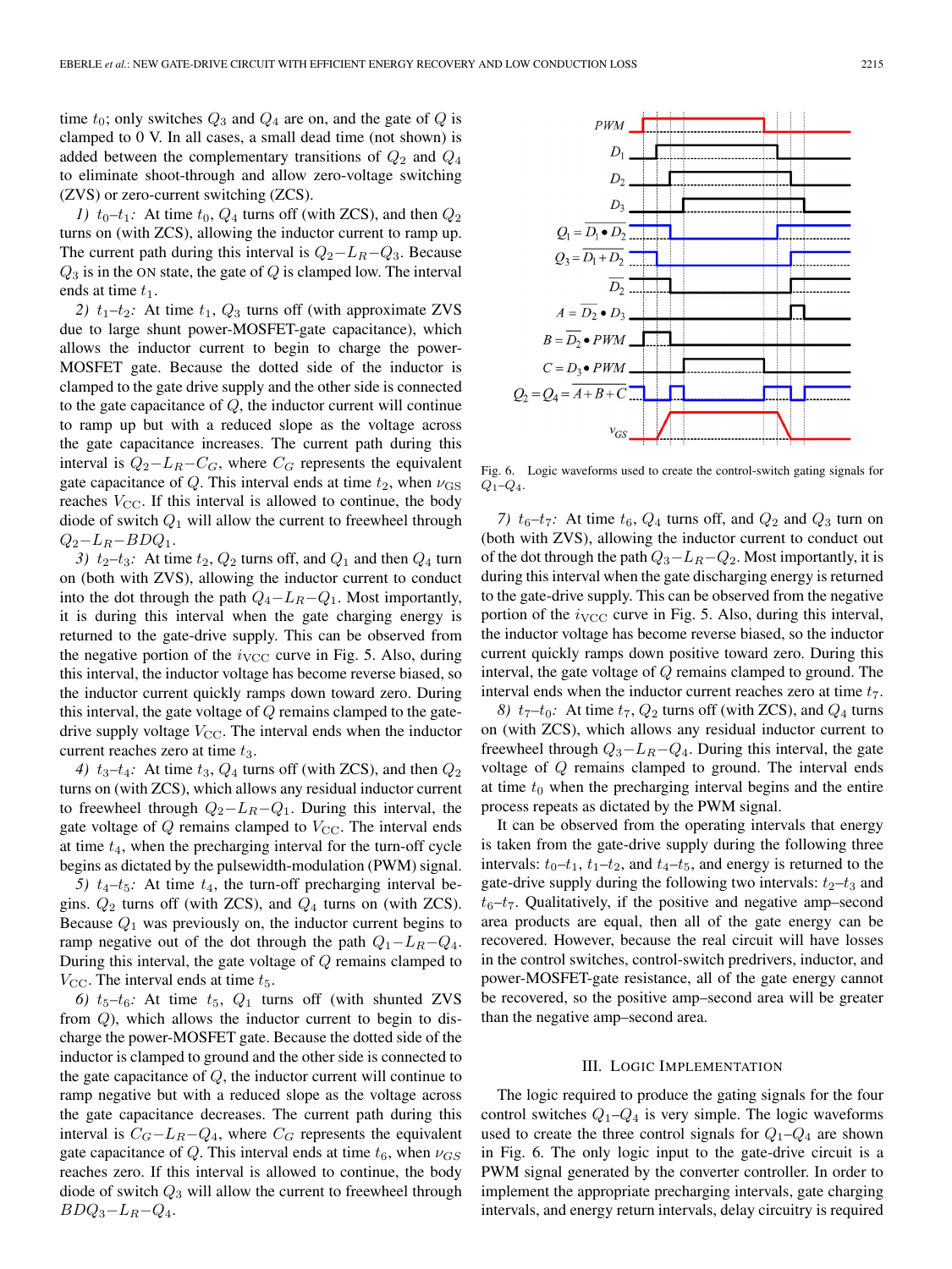time $t_0$; only switches $Q_3$ and $Q_4$ are on, and the gate of $Q$ is clamped to 0 V. In all cases, a small dead time (not shown) is added between the complementary transitions of $Q_2$ and $Q_4$ to eliminate shoot-through and allow zero-voltage switching (ZVS) or zero-current switching (ZCS).

*1) $t_0$–$t_1$:* At time $t_0$, $Q_4$ turns off (with ZCS), and then $Q_2$ turns on (with ZCS), allowing the inductor current to ramp up. The current path during this interval is $Q_2$–$L_R$–$Q_3$. Because $Q_3$ is in the ON state, the gate of $Q$ is clamped low. The interval ends at time $t_1$.

*2) $t_1$–$t_2$:* At time $t_1$, $Q_3$ turns off (with approximate ZVS due to large shunt power-MOSFET-gate capacitance), which allows the inductor current to begin to charge the power-MOSFET gate. Because the dotted side of the inductor is clamped to the gate drive supply and the other side is connected to the gate capacitance of $Q$, the inductor current will continue to ramp up but with a reduced slope as the voltage across the gate capacitance increases. The current path during this interval is $Q_2$–$L_R$–$C_G$, where $C_G$ represents the equivalent gate capacitance of $Q$. This interval ends at time $t_2$, when $\nu_{\mathrm{GS}}$ reaches $V_{\mathrm{CC}}$. If this interval is allowed to continue, the body diode of switch $Q_1$ will allow the current to freewheel through $Q_2$–$L_R$–$BDQ_1$.

*3) $t_2$–$t_3$:* At time $t_2$, $Q_2$ turns off, and $Q_1$ and then $Q_4$ turn on (both with ZVS), allowing the inductor current to conduct into the dot through the path $Q_4$–$L_R$–$Q_1$. Most importantly, it is during this interval when the gate charging energy is returned to the gate-drive supply. This can be observed from the negative portion of the $i_{\mathrm{VCC}}$ curve in Fig. 5. Also, during this interval, the inductor voltage has become reverse biased, so the inductor current quickly ramps down toward zero. During this interval, the gate voltage of $Q$ remains clamped to the gate-drive supply voltage $V_{\mathrm{CC}}$. The interval ends when the inductor current reaches zero at time $t_3$.

*4) $t_3$–$t_4$:* At time $t_3$, $Q_4$ turns off (with ZCS), and then $Q_2$ turns on (with ZCS), which allows any residual inductor current to freewheel through $Q_2$–$L_R$–$Q_1$. During this interval, the gate voltage of $Q$ remains clamped to $V_{\mathrm{CC}}$. The interval ends at time $t_4$, when the precharging interval for the turn-off cycle begins as dictated by the pulsewidth-modulation (PWM) signal.

*5) $t_4$–$t_5$:* At time $t_4$, the turn-off precharging interval begins. $Q_2$ turns off (with ZCS), and $Q_4$ turns on (with ZCS). Because $Q_1$ was previously on, the inductor current begins to ramp negative out of the dot through the path $Q_1$–$L_R$–$Q_4$. During this interval, the gate voltage of $Q$ remains clamped to $V_{\mathrm{CC}}$. The interval ends at time $t_5$.

*6) $t_5$–$t_6$:* At time $t_5$, $Q_1$ turns off (with shunted ZVS from $Q$), which allows the inductor current to begin to discharge the power-MOSFET gate. Because the dotted side of the inductor is clamped to ground and the other side is connected to the gate capacitance of $Q$, the inductor current will continue to ramp negative but with a reduced slope as the voltage across the gate capacitance decreases. The current path during this interval is $C_G$–$L_R$–$Q_4$, where $C_G$ represents the equivalent gate capacitance of $Q$. This interval ends at time $t_6$, when $\nu_{GS}$ reaches zero. If this interval is allowed to continue, the body diode of switch $Q_3$ will allow the current to freewheel through $BDQ_3$–$L_R$–$Q_4$.

Fig. 6. Logic waveforms used to create the control-switch gating signals for $Q_1$–$Q_4$.

*7) $t_6$–$t_7$:* At time $t_6$, $Q_4$ turns off, and $Q_2$ and $Q_3$ turn on (both with ZVS), allowing the inductor current to conduct out of the dot through the path $Q_3$–$L_R$–$Q_2$. Most importantly, it is during this interval when the gate discharging energy is returned to the gate-drive supply. This can be observed from the negative portion of the $i_{\mathrm{VCC}}$ curve in Fig. 5. Also, during this interval, the inductor voltage has become reverse biased, so the inductor current quickly ramps down positive toward zero. During this interval, the gate voltage of $Q$ remains clamped to ground. The interval ends when the inductor current reaches zero at time $t_7$.

*8) $t_7$–$t_0$:* At time $t_7$, $Q_2$ turns off (with ZCS), and $Q_4$ turns on (with ZCS), which allows any residual inductor current to freewheel through $Q_3$–$L_R$–$Q_4$. During this interval, the gate voltage of $Q$ remains clamped to ground. The interval ends at time $t_0$ when the precharging interval begins and the entire process repeats as dictated by the PWM signal.

It can be observed from the operating intervals that energy is taken from the gate-drive supply during the following three intervals: $t_0$–$t_1$, $t_1$–$t_2$, and $t_4$–$t_5$, and energy is returned to the gate-drive supply during the following two intervals: $t_2$–$t_3$ and $t_6$–$t_7$. Qualitatively, if the positive and negative amp–second area products are equal, then all of the gate energy can be recovered. However, because the real circuit will have losses in the control switches, control-switch predrivers, inductor, and power-MOSFET-gate resistance, all of the gate energy cannot be recovered, so the positive amp–second area will be greater than the negative amp–second area.

## III. Logic Implementation

The logic required to produce the gating signals for the four control switches $Q_1$–$Q_4$ is very simple. The logic waveforms used to create the three control signals for $Q_1$–$Q_4$ are shown in Fig. 6. The only logic input to the gate-drive circuit is a PWM signal generated by the converter controller. In order to implement the appropriate precharging intervals, gate charging intervals, and energy return intervals, delay circuitry is required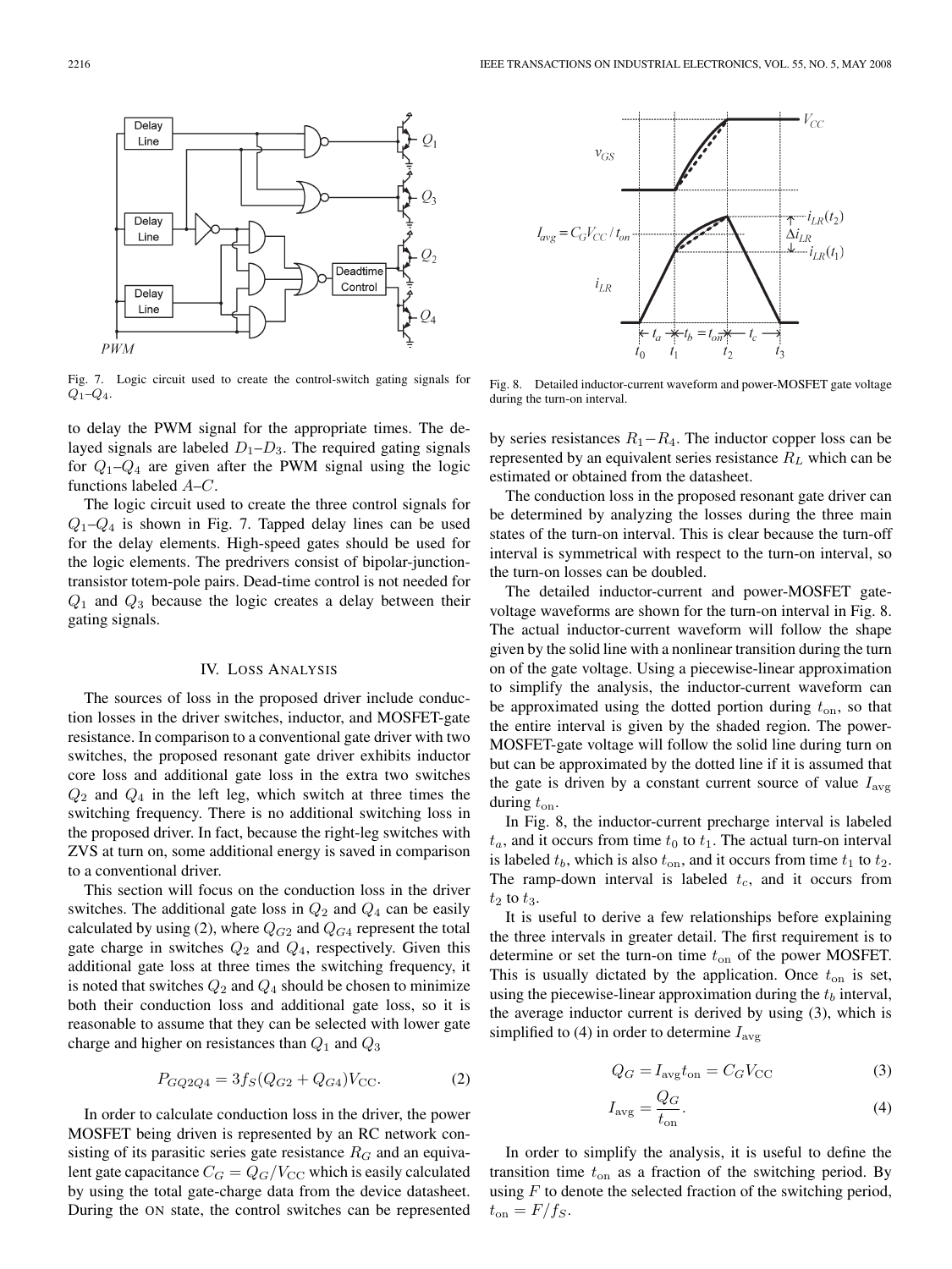Fig. 7. Logic circuit used to create the control-switch gating signals for $Q_1$–$Q_4$.

to delay the PWM signal for the appropriate times. The delayed signals are labeled $D_1$–$D_3$. The required gating signals for $Q_1$–$Q_4$ are given after the PWM signal using the logic functions labeled $A$–$C$.

The logic circuit used to create the three control signals for $Q_1$–$Q_4$ is shown in Fig. 7. Tapped delay lines can be used for the delay elements. High-speed gates should be used for the logic elements. The predrivers consist of bipolar-junction-transistor totem-pole pairs. Dead-time control is not needed for $Q_1$ and $Q_3$ because the logic creates a delay between their gating signals.

## IV. Loss Analysis

The sources of loss in the proposed driver include conduction losses in the driver switches, inductor, and MOSFET-gate resistance. In comparison to a conventional gate driver with two switches, the proposed resonant gate driver exhibits inductor core loss and additional gate loss in the extra two switches $Q_2$ and $Q_4$ in the left leg, which switch at three times the switching frequency. There is no additional switching loss in the proposed driver. In fact, because the right-leg switches with ZVS at turn on, some additional energy is saved in comparison to a conventional driver.

This section will focus on the conduction loss in the driver switches. The additional gate loss in $Q_2$ and $Q_4$ can be easily calculated by using (2), where $Q_{G2}$ and $Q_{G4}$ represent the total gate charge in switches $Q_2$ and $Q_4$, respectively. Given this additional gate loss at three times the switching frequency, it is noted that switches $Q_2$ and $Q_4$ should be chosen to minimize both their conduction loss and additional gate loss, so it is reasonable to assume that they can be selected with lower gate charge and higher on resistances than $Q_1$ and $Q_3$

$$P_{GQ2Q4} = 3f_S(Q_{G2} + Q_{G4})V_{\mathrm{CC}}. \tag{2}$$

In order to calculate conduction loss in the driver, the power MOSFET being driven is represented by an RC network consisting of its parasitic series gate resistance $R_G$ and an equivalent gate capacitance $C_G = Q_G/V_{\mathrm{CC}}$ which is easily calculated by using the total gate-charge data from the device datasheet. During the ON state, the control switches can be represented by series resistances $R_1$–$R_4$. The inductor copper loss can be represented by an equivalent series resistance $R_L$ which can be estimated or obtained from the datasheet.

The conduction loss in the proposed resonant gate driver can be determined by analyzing the losses during the three main states of the turn-on interval. This is clear because the turn-off interval is symmetrical with respect to the turn-on interval, so the turn-on losses can be doubled.

Fig. 8. Detailed inductor-current waveform and power-MOSFET gate voltage during the turn-on interval.

The detailed inductor-current and power-MOSFET gate-voltage waveforms are shown for the turn-on interval in Fig. 8. The actual inductor-current waveform will follow the shape given by the solid line with a nonlinear transition during the turn on of the gate voltage. Using a piecewise-linear approximation to simplify the analysis, the inductor-current waveform can be approximated using the dotted portion during $t_{\mathrm{on}}$, so that the entire interval is given by the shaded region. The power-MOSFET gate voltage will follow the solid line during turn on but can be approximated by the dotted line if it is assumed that the gate is driven by a constant current source of value $I_{\mathrm{avg}}$ during $t_{\mathrm{on}}$.

In Fig. 8, the inductor-current precharge interval is labeled $t_a$, and it occurs from time $t_0$ to $t_1$. The actual turn-on interval is labeled $t_b$, which is also $t_{\mathrm{on}}$, and it occurs from time $t_1$ to $t_2$. The ramp-down interval is labeled $t_c$, and it occurs from $t_2$ to $t_3$.

It is useful to derive a few relationships before explaining the three intervals in greater detail. The first requirement is to determine or set the turn-on time $t_{\mathrm{on}}$ of the power MOSFET. This is usually dictated by the application. Once $t_{\mathrm{on}}$ is set, using the piecewise-linear approximation during the $t_b$ interval, the average inductor current is derived by using (3), which is simplified to (4) in order to determine $I_{\mathrm{avg}}$

$$Q_G = I_{\mathrm{avg}} t_{\mathrm{on}} = C_G V_{\mathrm{CC}} \tag{3}$$

$$I_{\mathrm{avg}} = \frac{Q_G}{t_{\mathrm{on}}}. \tag{4}$$

In order to simplify the analysis, it is useful to define the transition time $t_{\mathrm{on}}$ as a fraction of the switching period. By using $F$ to denote the selected fraction of the switching period, $t_{\mathrm{on}} = F/f_S$.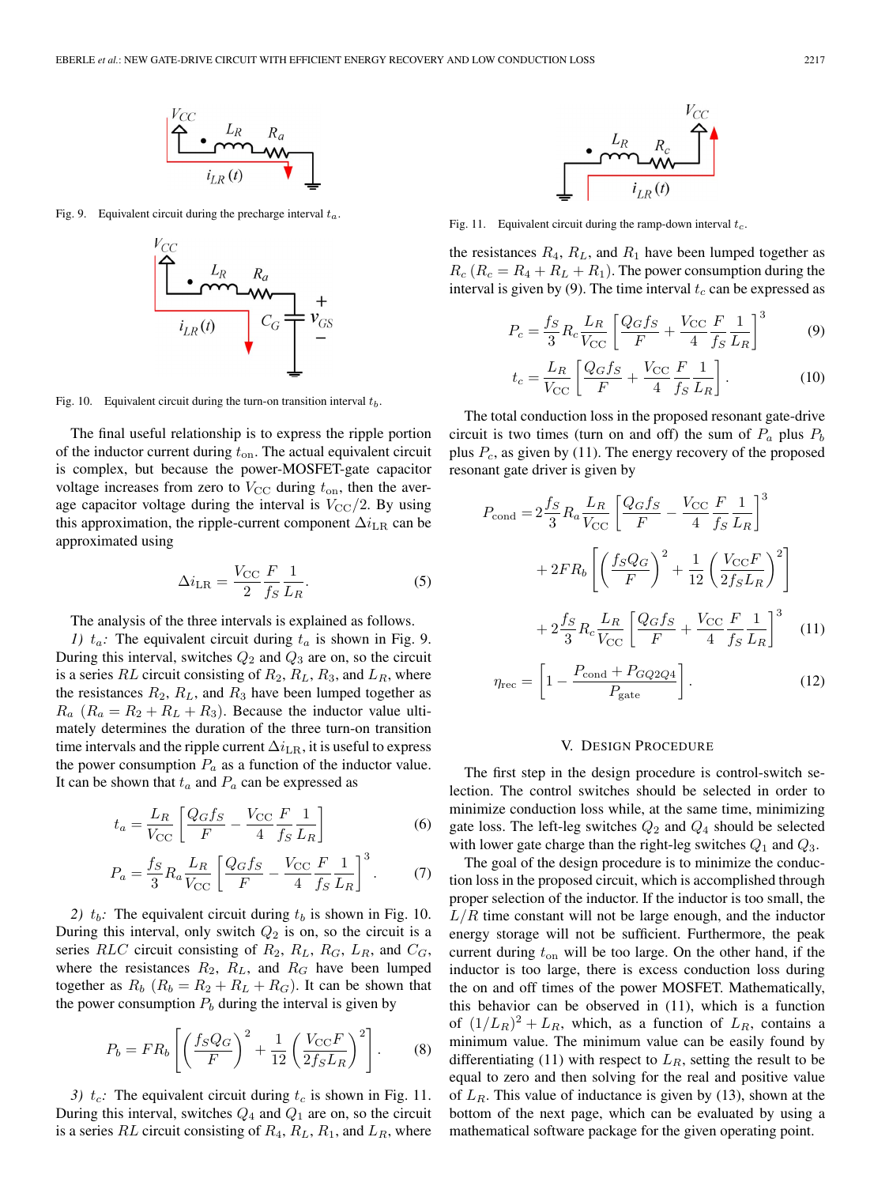Fig. 9. Equivalent circuit during the precharge interval $t_a$.

Fig. 10. Equivalent circuit during the turn-on transition interval $t_b$.

The final useful relationship is to express the ripple portion of the inductor current during $t_{\text{on}}$. The actual equivalent circuit is complex, but because the power-MOSFET-gate capacitor voltage increases from zero to $V_{\text{CC}}$ during $t_{\text{on}}$, then the average capacitor voltage during the interval is $V_{\text{CC}}/2$. By using this approximation, the ripple-current component $\Delta i_{\text{LR}}$ can be approximated using

$$\Delta i_{\text{LR}} = \frac{V_{\text{CC}}}{2} \frac{F}{f_S} \frac{1}{L_R}. \tag{5}$$

The analysis of the three intervals is explained as follows.

*1) $t_a$:* The equivalent circuit during $t_a$ is shown in Fig. 9. During this interval, switches $Q_2$ and $Q_3$ are on, so the circuit is a series $RL$ circuit consisting of $R_2$, $R_L$, $R_3$, and $L_R$, where the resistances $R_2$, $R_L$, and $R_3$ have been lumped together as $R_a$ ($R_a = R_2 + R_L + R_3$). Because the inductor value ultimately determines the duration of the three turn-on transition time intervals and the ripple current $\Delta i_{\text{LR}}$, it is useful to express the power consumption $P_a$ as a function of the inductor value. It can be shown that $t_a$ and $P_a$ can be expressed as

$$t_a = \frac{L_R}{V_{\text{CC}}} \left[ \frac{Q_G f_S}{F} - \frac{V_{\text{CC}}}{4} \frac{F}{f_S} \frac{1}{L_R} \right] \tag{6}$$

$$P_a = \frac{f_S}{3} R_a \frac{L_R}{V_{\text{CC}}} \left[ \frac{Q_G f_S}{F} - \frac{V_{\text{CC}}}{4} \frac{F}{f_S} \frac{1}{L_R} \right]^3. \tag{7}$$

*2) $t_b$:* The equivalent circuit during $t_b$ is shown in Fig. 10. During this interval, only switch $Q_2$ is on, so the circuit is a series $RLC$ circuit consisting of $R_2$, $R_L$, $R_G$, $L_R$, and $C_G$, where the resistances $R_2$, $R_L$, and $R_G$ have been lumped together as $R_b$ ($R_b = R_2 + R_L + R_G$). It can be shown that the power consumption $P_b$ during the interval is given by

$$P_b = F R_b \left[ \left( \frac{f_S Q_G}{F} \right)^2 + \frac{1}{12} \left( \frac{V_{\text{CC}} F}{2 f_S L_R} \right)^2 \right]. \tag{8}$$

*3) $t_c$:* The equivalent circuit during $t_c$ is shown in Fig. 11. During this interval, switches $Q_4$ and $Q_1$ are on, so the circuit is a series $RL$ circuit consisting of $R_4$, $R_L$, $R_1$, and $L_R$, where the resistances $R_4$, $R_L$, and $R_1$ have been lumped together as $R_c$ ($R_c = R_4 + R_L + R_1$). The power consumption during the interval is given by (9). The time interval $t_c$ can be expressed as

Fig. 11. Equivalent circuit during the ramp-down interval $t_c$.

$$P_c = \frac{f_S}{3} R_c \frac{L_R}{V_{\text{CC}}} \left[ \frac{Q_G f_S}{F} + \frac{V_{\text{CC}}}{4} \frac{F}{f_S} \frac{1}{L_R} \right]^3 \tag{9}$$

$$t_c = \frac{L_R}{V_{\text{CC}}} \left[ \frac{Q_G f_S}{F} + \frac{V_{\text{CC}}}{4} \frac{F}{f_S} \frac{1}{L_R} \right]. \tag{10}$$

The total conduction loss in the proposed resonant gate-drive circuit is two times (turn on and off) the sum of $P_a$ plus $P_b$ plus $P_c$, as given by (11). The energy recovery of the proposed resonant gate driver is given by

$$\begin{aligned} P_{\text{cond}} = {} & 2 \frac{f_S}{3} R_a \frac{L_R}{V_{\text{CC}}} \left[ \frac{Q_G f_S}{F} - \frac{V_{\text{CC}}}{4} \frac{F}{f_S} \frac{1}{L_R} \right]^3 \\ & + 2 F R_b \left[ \left( \frac{f_S Q_G}{F} \right)^2 + \frac{1}{12} \left( \frac{V_{\text{CC}} F}{2 f_S L_R} \right)^2 \right] \\ & + 2 \frac{f_S}{3} R_c \frac{L_R}{V_{\text{CC}}} \left[ \frac{Q_G f_S}{F} + \frac{V_{\text{CC}}}{4} \frac{F}{f_S} \frac{1}{L_R} \right]^3 \end{aligned} \tag{11}$$

$$\eta_{\text{rec}} = \left[ 1 - \frac{P_{\text{cond}} + P_{GQ2Q4}}{P_{\text{gate}}} \right]. \tag{12}$$

## V. Design Procedure

The first step in the design procedure is control-switch selection. The control switches should be selected in order to minimize conduction loss while, at the same time, minimizing gate loss. The left-leg switches $Q_2$ and $Q_4$ should be selected with lower gate charge than the right-leg switches $Q_1$ and $Q_3$.

The goal of the design procedure is to minimize the conduction loss in the proposed circuit, which is accomplished through proper selection of the inductor. If the inductor is too small, the $L/R$ time constant will not be large enough, and the inductor energy storage will not be sufficient. Furthermore, the peak current during $t_{\text{on}}$ will be too large. On the other hand, if the inductor is too large, there is excess conduction loss during the on and off times of the power MOSFET. Mathematically, this behavior can be observed in (11), which is a function of $(1/L_R)^2 + L_R$, which, as a function of $L_R$, contains a minimum value. The minimum value can be easily found by differentiating (11) with respect to $L_R$, setting the result to be equal to zero and then solving for the real and positive value of $L_R$. This value of inductance is given by (13), shown at the bottom of the next page, which can be evaluated by using a mathematical software package for the given operating point.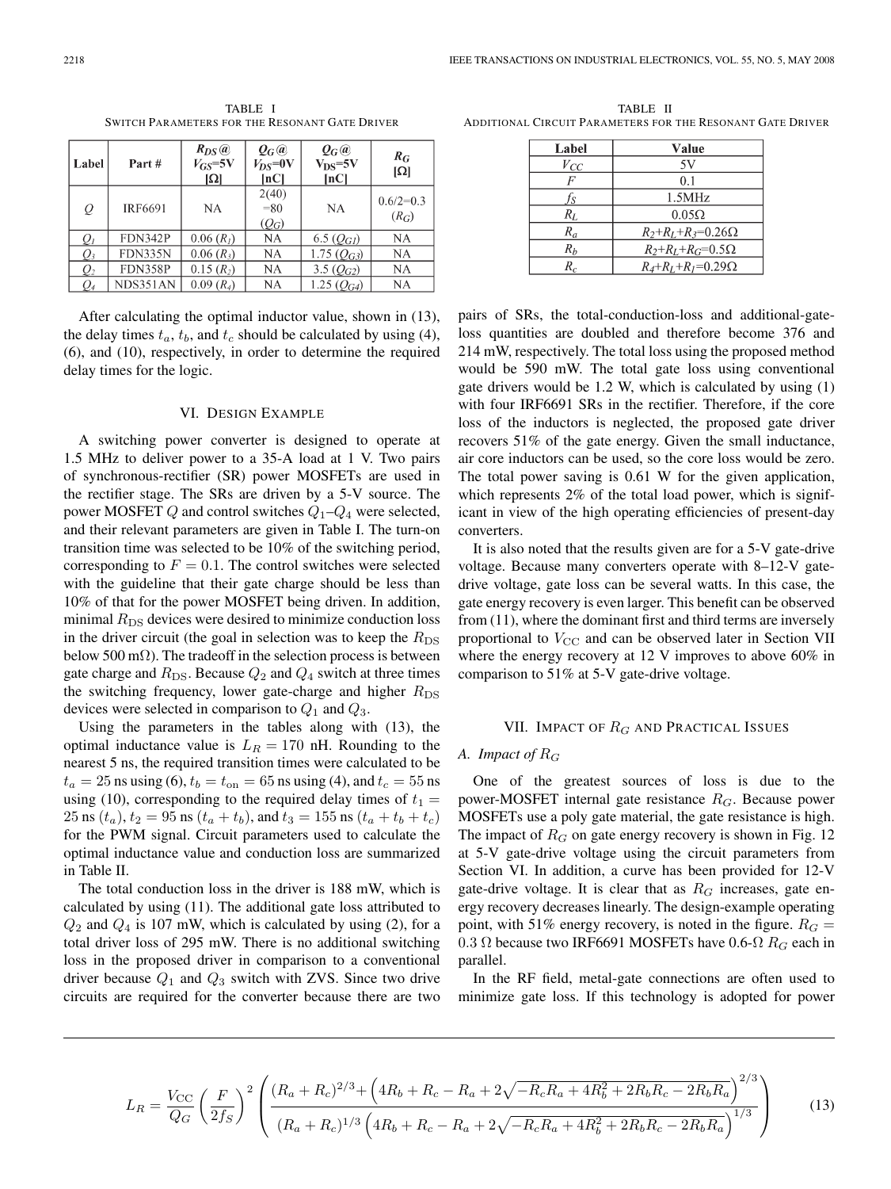TABLE I
SWITCH PARAMETERS FOR THE RESONANT GATE DRIVER

| Label | Part # | $R_{DS}$@ $V_{GS}$=5V [Ω] | $Q_G$@ $V_{DS}$=0V [nC] | $Q_G$@ $V_{DS}$=5V [nC] | $R_G$ [Ω] |
|---|---|---|---|---|---|
| $Q$ | IRF6691 | NA | 2(40) =80 ($Q_G$) | NA | 0.6/2=0.3 ($R_G$) |
| $Q_1$ | FDN342P | 0.06 ($R_1$) | NA | 6.5 ($Q_{G1}$) | NA |
| $Q_3$ | FDN335N | 0.06 ($R_3$) | NA | 1.75 ($Q_{G3}$) | NA |
| $Q_2$ | FDN358P | 0.15 ($R_2$) | NA | 3.5 ($Q_{G2}$) | NA |
| $Q_4$ | NDS351AN | 0.09 ($R_4$) | NA | 1.25 ($Q_{G4}$) | NA |

After calculating the optimal inductor value, shown in (13), the delay times $t_a$, $t_b$, and $t_c$ should be calculated by using (4), (6), and (10), respectively, in order to determine the required delay times for the logic.

## VI. Design Example

A switching power converter is designed to operate at 1.5 MHz to deliver power to a 35-A load at 1 V. Two pairs of synchronous-rectifier (SR) power MOSFETs are used in the rectifier stage. The SRs are driven by a 5-V source. The power MOSFET $Q$ and control switches $Q_1$–$Q_4$ were selected, and their relevant parameters are given in Table I. The turn-on transition time was selected to be 10% of the switching period, corresponding to $F = 0.1$. The control switches were selected with the guideline that their gate charge should be less than 10% of that for the power MOSFET being driven. In addition, minimal $R_{\rm DS}$ devices were desired to minimize conduction loss in the driver circuit (the goal in selection was to keep the $R_{\rm DS}$ below 500 mΩ). The tradeoff in the selection process is between gate charge and $R_{\rm DS}$. Because $Q_2$ and $Q_4$ switch at three times the switching frequency, lower gate-charge and higher $R_{\rm DS}$ devices were selected in comparison to $Q_1$ and $Q_3$.

Using the parameters in the tables along with (13), the optimal inductance value is $L_R = 170$ nH. Rounding to the nearest 5 ns, the required transition times were calculated to be $t_a = 25$ ns using (6), $t_b = t_{\rm on} = 65$ ns using (4), and $t_c = 55$ ns using (10), corresponding to the required delay times of $t_1 = 25$ ns ($t_a$), $t_2 = 95$ ns ($t_a + t_b$), and $t_3 = 155$ ns ($t_a + t_b + t_c$) for the PWM signal. Circuit parameters used to calculate the optimal inductance value and conduction loss are summarized in Table II.

The total conduction loss in the driver is 188 mW, which is calculated by using (11). The additional gate loss attributed to $Q_2$ and $Q_4$ is 107 mW, which is calculated by using (2), for a total driver loss of 295 mW. There is no additional switching loss in the proposed driver in comparison to a conventional driver because $Q_1$ and $Q_3$ switch with ZVS. Since two drive circuits are required for the converter because there are two pairs of SRs, the total-conduction-loss and additional-gate-loss quantities are doubled and therefore become 376 and 214 mW, respectively. The total loss using the proposed method would be 590 mW. The total gate loss using conventional gate drivers would be 1.2 W, which is calculated by using (1) with four IRF6691 SRs in the rectifier. Therefore, if the core loss of the inductors is neglected, the proposed gate driver recovers 51% of the gate energy. Given the small inductance, air core inductors can be used, so the core loss would be zero. The total power saving is 0.61 W for the given application, which represents 2% of the total load power, which is significant in view of the high operating efficiencies of present-day converters.

TABLE II
ADDITIONAL CIRCUIT PARAMETERS FOR THE RESONANT GATE DRIVER

| Label | Value |
|---|---|
| $V_{CC}$ | 5V |
| $F$ | 0.1 |
| $f_S$ | 1.5MHz |
| $R_L$ | 0.05Ω |
| $R_a$ | $R_2$+$R_L$+$R_3$=0.26Ω |
| $R_b$ | $R_2$+$R_L$+$R_G$=0.5Ω |
| $R_c$ | $R_4$+$R_L$+$R_1$=0.29Ω |

It is also noted that the results given are for a 5-V gate-drive voltage. Because many converters operate with 8–12-V gate-drive voltage, gate loss can be several watts. In this case, the gate energy recovery is even larger. This benefit can be observed from (11), where the dominant first and third terms are inversely proportional to $V_{\rm CC}$ and can be observed later in Section VII where the energy recovery at 12 V improves to above 60% in comparison to 51% at 5-V gate-drive voltage.

## VII. Impact of $R_G$ and Practical Issues

### A. Impact of $R_G$

One of the greatest sources of loss is due to the power-MOSFET internal gate resistance $R_G$. Because power MOSFETs use a poly gate material, the gate resistance is high. The impact of $R_G$ on gate energy recovery is shown in Fig. 12 at 5-V gate-drive voltage using the circuit parameters from Section VI. In addition, a curve has been provided for 12-V gate-drive voltage. It is clear that as $R_G$ increases, gate energy recovery decreases linearly. The design-example operating point, with 51% energy recovery, is noted in the figure. $R_G = 0.3\ \Omega$ because two IRF6691 MOSFETs have 0.6-Ω $R_G$ each in parallel.

In the RF field, metal-gate connections are often used to minimize gate loss. If this technology is adopted for power

$$L_R = \frac{V_{\rm CC}}{Q_G}\left(\frac{F}{2f_S}\right)^2 \left(\frac{(R_a+R_c)^{2/3} + \left(4R_b+R_c-R_a+2\sqrt{-R_cR_a+4R_b^2+2R_bR_c-2R_bR_a}\right)^{2/3}}{(R_a+R_c)^{1/3}\left(4R_b+R_c-R_a+2\sqrt{-R_cR_a+4R_b^2+2R_bR_c-2R_bR_a}\right)^{1/3}}\right) \tag{13}$$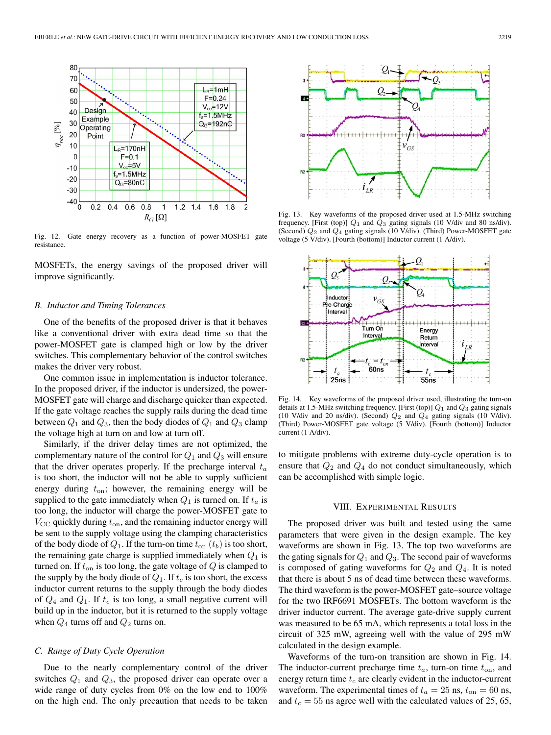Fig. 12. Gate energy recovery as a function of power-MOSFET gate resistance.

Fig. 13. Key waveforms of the proposed driver used at 1.5-MHz switching frequency. [First (top)] $Q_1$ and $Q_3$ gating signals (10 V/div and 80 ns/div). (Second) $Q_2$ and $Q_4$ gating signals (10 V/div). (Third) Power-MOSFET gate voltage (5 V/div). [Fourth (bottom)] Inductor current (1 A/div).

Fig. 14. Key waveforms of the proposed driver used, illustrating the turn-on details at 1.5-MHz switching frequency. [First (top)] $Q_1$ and $Q_3$ gating signals (10 V/div and 20 ns/div). (Second) $Q_2$ and $Q_4$ gating signals (10 V/div). (Third) Power-MOSFET gate voltage (5 V/div). [Fourth (bottom)] Inductor current (1 A/div).

MOSFETs, the energy savings of the proposed driver will improve significantly.

### B. Inductor and Timing Tolerances

One of the benefits of the proposed driver is that it behaves like a conventional driver with extra dead time so that the power-MOSFET gate is clamped high or low by the driver switches. This complementary behavior of the control switches makes the driver very robust.

One common issue in implementation is inductor tolerance. In the proposed driver, if the inductor is undersized, the power-MOSFET gate will charge and discharge quicker than expected. If the gate voltage reaches the supply rails during the dead time between $Q_1$ and $Q_3$, then the body diodes of $Q_1$ and $Q_3$ clamp the voltage high at turn on and low at turn off.

Similarly, if the driver delay times are not optimized, the complementary nature of the control for $Q_1$ and $Q_3$ will ensure that the driver operates properly. If the precharge interval $t_a$ is too short, the inductor will not be able to supply sufficient energy during $t_{\text{on}}$; however, the remaining energy will be supplied to the gate immediately when $Q_1$ is turned on. If $t_a$ is too long, the inductor will charge the power-MOSFET gate to $V_{\text{CC}}$ quickly during $t_{\text{on}}$, and the remaining inductor energy will be sent to the supply voltage using the clamping characteristics of the body diode of $Q_1$. If the turn-on time $t_{\text{on}}$ ($t_b$) is too short, the remaining gate charge is supplied immediately when $Q_1$ is turned on. If $t_{\text{on}}$ is too long, the gate voltage of $Q$ is clamped to the supply by the body diode of $Q_1$. If $t_c$ is too short, the excess inductor current returns to the supply through the body diodes of $Q_4$ and $Q_1$. If $t_c$ is too long, a small negative current will build up in the inductor, but it is returned to the supply voltage when $Q_4$ turns off and $Q_2$ turns on.

### C. Range of Duty Cycle Operation

Due to the nearly complementary control of the driver switches $Q_1$ and $Q_3$, the proposed driver can operate over a wide range of duty cycles from 0% on the low end to 100% on the high end. The only precaution that needs to be taken to mitigate problems with extreme duty-cycle operation is to ensure that $Q_2$ and $Q_4$ do not conduct simultaneously, which can be accomplished with simple logic.

## VIII. Experimental Results

The proposed driver was built and tested using the same parameters that were given in the design example. The key waveforms are shown in Fig. 13. The top two waveforms are the gating signals for $Q_1$ and $Q_3$. The second pair of waveforms is composed of gating waveforms for $Q_2$ and $Q_4$. It is noted that there is about 5 ns of dead time between these waveforms. The third waveform is the power-MOSFET gate–source voltage for the two IRF6691 MOSFETs. The bottom waveform is the driver inductor current. The average gate-drive supply current was measured to be 65 mA, which represents a total loss in the circuit of 325 mW, agreeing well with the value of 295 mW calculated in the design example.

Waveforms of the turn-on transition are shown in Fig. 14. The inductor-current precharge time $t_a$, turn-on time $t_{\text{on}}$, and energy return time $t_c$ are clearly evident in the inductor-current waveform. The experimental times of $t_a = 25$ ns, $t_{\text{on}} = 60$ ns, and $t_c = 55$ ns agree well with the calculated values of 25, 65,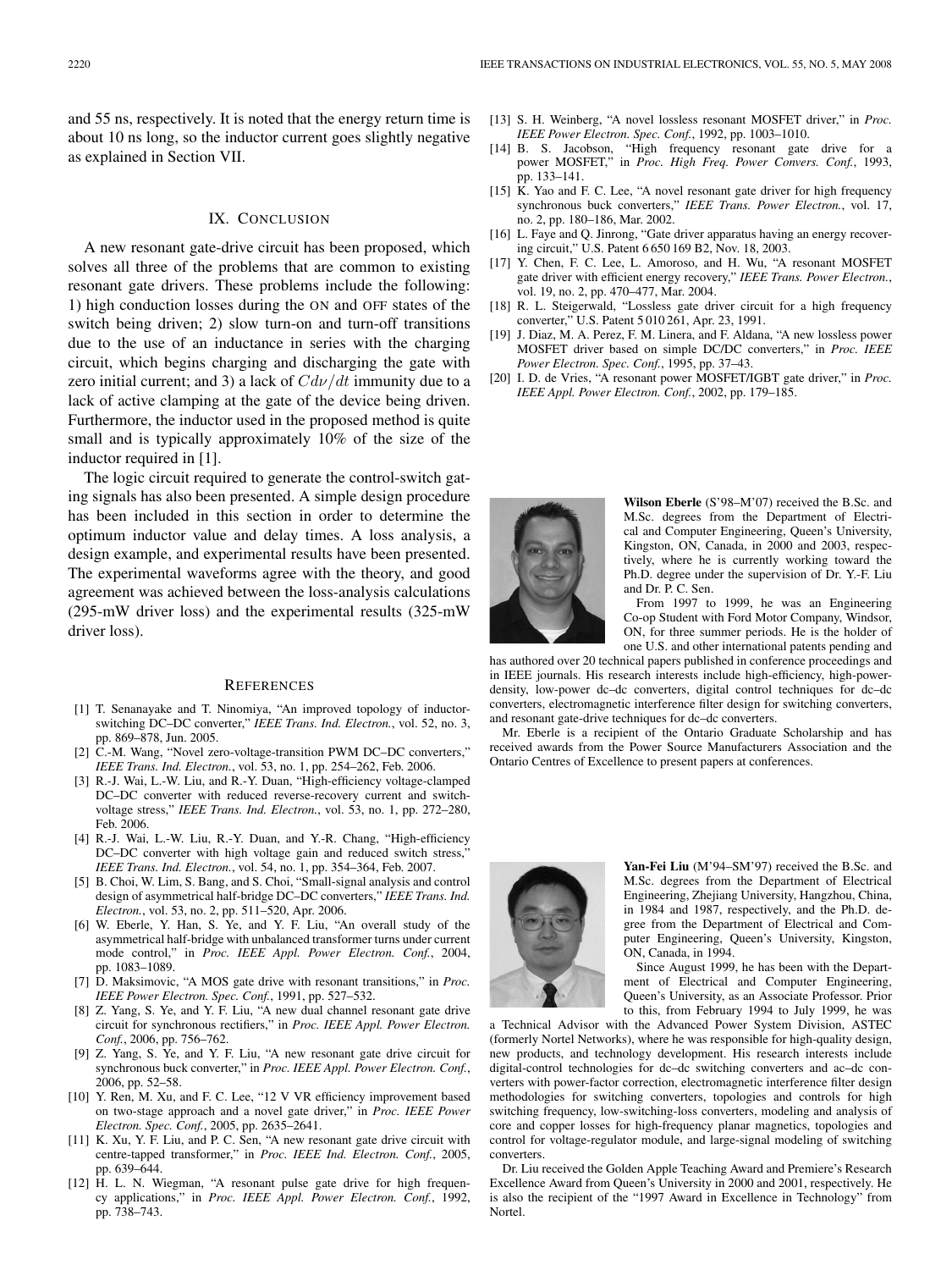and 55 ns, respectively. It is noted that the energy return time is about 10 ns long, so the inductor current goes slightly negative as explained in Section VII.

## IX. Conclusion

A new resonant gate-drive circuit has been proposed, which solves all three of the problems that are common to existing resonant gate drivers. These problems include the following: 1) high conduction losses during the ON and OFF states of the switch being driven; 2) slow turn-on and turn-off transitions due to the use of an inductance in series with the charging circuit, which begins charging and discharging the gate with zero initial current; and 3) a lack of $Cd\nu/dt$ immunity due to a lack of active clamping at the gate of the device being driven. Furthermore, the inductor used in the proposed method is quite small and is typically approximately 10% of the size of the inductor required in [1].

The logic circuit required to generate the control-switch gating signals has also been presented. A simple design procedure has been included in this section in order to determine the optimum inductor value and delay times. A loss analysis, a design example, and experimental results have been presented. The experimental waveforms agree with the theory, and good agreement was achieved between the loss-analysis calculations (295-mW driver loss) and the experimental results (325-mW driver loss).

## References

[1] T. Senanayake and T. Ninomiya, "An improved topology of inductor-switching DC–DC converter," *IEEE Trans. Ind. Electron.*, vol. 52, no. 3, pp. 869–878, Jun. 2005.

[2] C.-M. Wang, "Novel zero-voltage-transition PWM DC–DC converters," *IEEE Trans. Ind. Electron.*, vol. 53, no. 1, pp. 254–262, Feb. 2006.

[3] R.-J. Wai, L.-W. Liu, and R.-Y. Duan, "High-efficiency voltage-clamped DC–DC converter with reduced reverse-recovery current and switch-voltage stress," *IEEE Trans. Ind. Electron.*, vol. 53, no. 1, pp. 272–280, Feb. 2006.

[4] R.-J. Wai, L.-W. Liu, R.-Y. Duan, and Y.-R. Chang, "High-efficiency DC–DC converter with high voltage gain and reduced switch stress," *IEEE Trans. Ind. Electron.*, vol. 54, no. 1, pp. 354–364, Feb. 2007.

[5] B. Choi, W. Lim, S. Bang, and S. Choi, "Small-signal analysis and control design of asymmetrical half-bridge DC–DC converters," *IEEE Trans. Ind. Electron.*, vol. 53, no. 2, pp. 511–520, Apr. 2006.

[6] W. Eberle, Y. Han, S. Ye, and Y. F. Liu, "An overall study of the asymmetrical half-bridge with unbalanced transformer turns under current mode control," in *Proc. IEEE Appl. Power Electron. Conf.*, 2004, pp. 1083–1089.

[7] D. Maksimovic, "A MOS gate drive with resonant transitions," in *Proc. IEEE Power Electron. Spec. Conf.*, 1991, pp. 527–532.

[8] Z. Yang, S. Ye, and Y. F. Liu, "A new dual channel resonant gate drive circuit for synchronous rectifiers," in *Proc. IEEE Appl. Power Electron. Conf.*, 2006, pp. 756–762.

[9] Z. Yang, S. Ye, and Y. F. Liu, "A new resonant gate drive circuit for synchronous buck converter," in *Proc. IEEE Appl. Power Electron. Conf.*, 2006, pp. 52–58.

[10] Y. Ren, M. Xu, and F. C. Lee, "12 V VR efficiency improvement based on two-stage approach and a novel gate driver," in *Proc. IEEE Power Electron. Spec. Conf.*, 2005, pp. 2635–2641.

[11] K. Xu, Y. F. Liu, and P. C. Sen, "A new resonant gate drive circuit with centre-tapped transformer," in *Proc. IEEE Ind. Electron. Conf.*, 2005, pp. 639–644.

[12] H. L. N. Wiegman, "A resonant pulse gate drive for high frequency applications," in *Proc. IEEE Appl. Power Electron. Conf.*, 1992, pp. 738–743.

[13] S. H. Weinberg, "A novel lossless resonant MOSFET driver," in *Proc. IEEE Power Electron. Spec. Conf.*, 1992, pp. 1003–1010.

[14] B. S. Jacobson, "High frequency resonant gate drive for a power MOSFET," in *Proc. High Freq. Power Convers. Conf.*, 1993, pp. 133–141.

[15] K. Yao and F. C. Lee, "A novel resonant gate driver for high frequency synchronous buck converters," *IEEE Trans. Power Electron.*, vol. 17, no. 2, pp. 180–186, Mar. 2002.

[16] L. Faye and Q. Jinrong, "Gate driver apparatus having an energy recovering circuit," U.S. Patent 6 650 169 B2, Nov. 18, 2003.

[17] Y. Chen, F. C. Lee, L. Amoroso, and H. Wu, "A resonant MOSFET gate driver with efficient energy recovery," *IEEE Trans. Power Electron.*, vol. 19, no. 2, pp. 470–477, Mar. 2004.

[18] R. L. Steigerwald, "Lossless gate driver circuit for a high frequency converter," U.S. Patent 5 010 261, Apr. 23, 1991.

[19] J. Diaz, M. A. Perez, F. M. Linera, and F. Aldana, "A new lossless power MOSFET driver based on simple DC/DC converters," in *Proc. IEEE Power Electron. Spec. Conf.*, 1995, pp. 37–43.

[20] I. D. de Vries, "A resonant power MOSFET/IGBT gate driver," in *Proc. IEEE Appl. Power Electron. Conf.*, 2002, pp. 179–185.

**Wilson Eberle** (S'98–M'07) received the B.Sc. and M.Sc. degrees from the Department of Electrical and Computer Engineering, Queen's University, Kingston, ON, Canada, in 2000 and 2003, respectively, where he is currently working toward the Ph.D. degree under the supervision of Dr. Y.-F. Liu and Dr. P. C. Sen.

From 1997 to 1999, he was an Engineering Co-op Student with Ford Motor Company, Windsor, ON, for three summer periods. He is the holder of one U.S. and other international patents pending and has authored over 20 technical papers published in conference proceedings and in IEEE journals. His research interests include high-efficiency, high-power-density, low-power dc–dc converters, digital control techniques for dc–dc converters, electromagnetic interference filter design for switching converters, and resonant gate-drive techniques for dc–dc converters.

Mr. Eberle is a recipient of the Ontario Graduate Scholarship and has received awards from the Power Source Manufacturers Association and the Ontario Centres of Excellence to present papers at conferences.

**Yan-Fei Liu** (M'94–SM'97) received the B.Sc. and M.Sc. degrees from the Department of Electrical Engineering, Zhejiang University, Hangzhou, China, in 1984 and 1987, respectively, and the Ph.D. degree from the Department of Electrical and Computer Engineering, Queen's University, Kingston, ON, Canada, in 1994.

Since August 1999, he has been with the Department of Electrical and Computer Engineering, Queen's University, as an Associate Professor. Prior to this, from February 1994 to July 1999, he was a Technical Advisor with the Advanced Power System Division, ASTEC (formerly Nortel Networks), where he was responsible for high-quality design, new products, and technology development. His research interests include digital-control technologies for dc–dc switching converters and ac–dc converters with power-factor correction, electromagnetic interference filter design methodologies for switching converters, topologies and controls for high switching frequency, low-switching-loss converters, modeling and analysis of core and copper losses for high-frequency planar magnetics, topologies and control for voltage-regulator module, and large-signal modeling of switching converters.

Dr. Liu received the Golden Apple Teaching Award and Premiere's Research Excellence Award from Queen's University in 2000 and 2001, respectively. He is also the recipient of the "1997 Award in Excellence in Technology" from Nortel.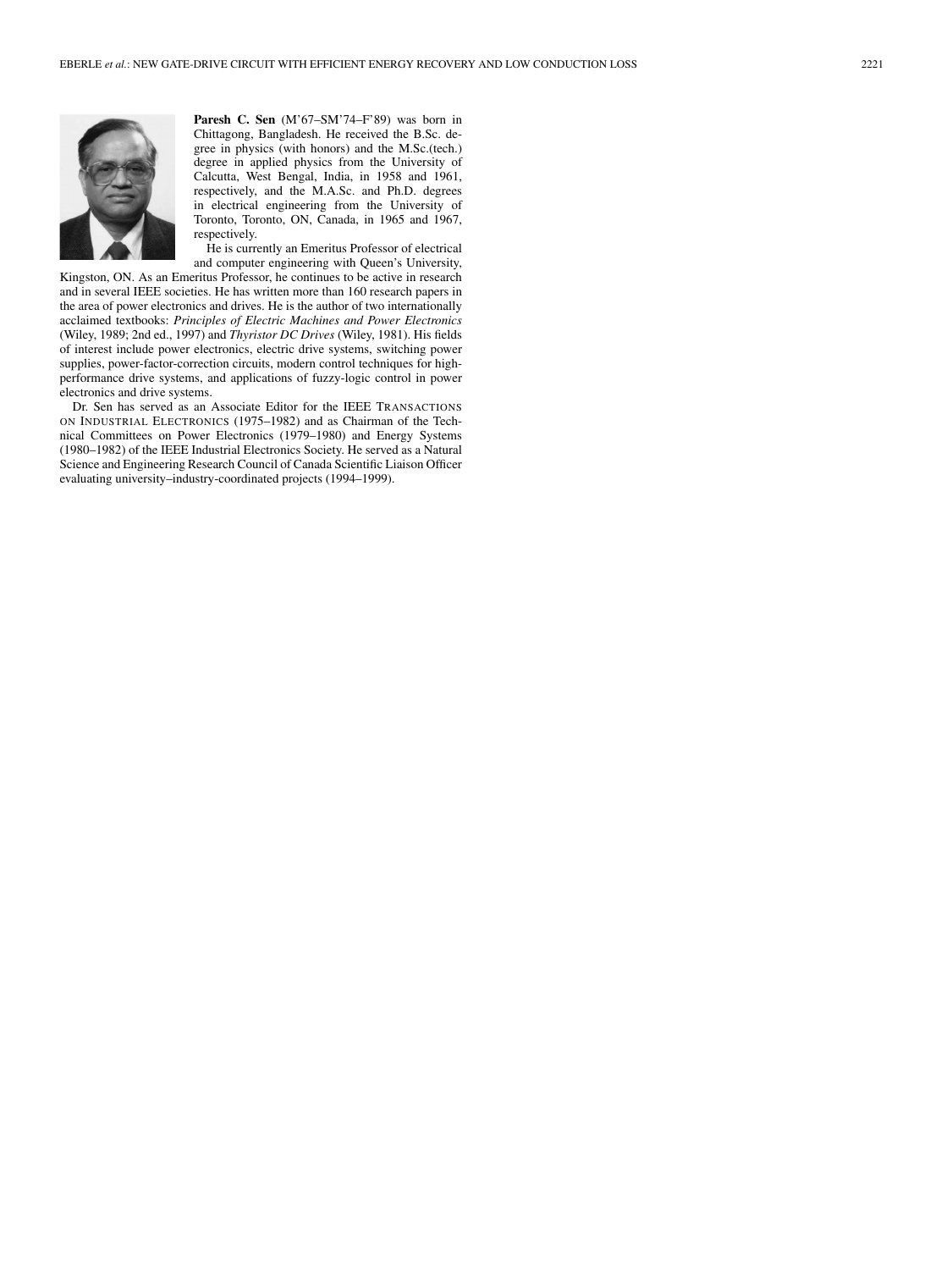**Paresh C. Sen** (M'67–SM'74–F'89) was born in Chittagong, Bangladesh. He received the B.Sc. degree in physics (with honors) and the M.Sc.(tech.) degree in applied physics from the University of Calcutta, West Bengal, India, in 1958 and 1961, respectively, and the M.A.Sc. and Ph.D. degrees in electrical engineering from the University of Toronto, Toronto, ON, Canada, in 1965 and 1967, respectively.

He is currently an Emeritus Professor of electrical and computer engineering with Queen's University, Kingston, ON. As an Emeritus Professor, he continues to be active in research and in several IEEE societies. He has written more than 160 research papers in the area of power electronics and drives. He is the author of two internationally acclaimed textbooks: *Principles of Electric Machines and Power Electronics* (Wiley, 1989; 2nd ed., 1997) and *Thyristor DC Drives* (Wiley, 1981). His fields of interest include power electronics, electric drive systems, switching power supplies, power-factor-correction circuits, modern control techniques for high-performance drive systems, and applications of fuzzy-logic control in power electronics and drive systems.

Dr. Sen has served as an Associate Editor for the IEEE TRANSACTIONS ON INDUSTRIAL ELECTRONICS (1975–1982) and as Chairman of the Technical Committees on Power Electronics (1979–1980) and Energy Systems (1980–1982) of the IEEE Industrial Electronics Society. He served as a Natural Science and Engineering Research Council of Canada Scientific Liaison Officer evaluating university–industry-coordinated projects (1994–1999).